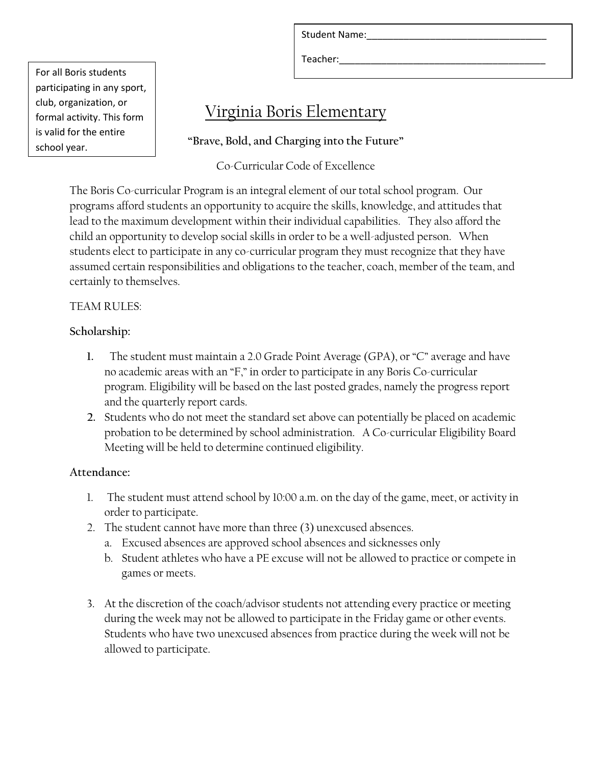Student Name:___________________________________

Teacher:________________________________________

For all Boris students participating in any sport, club, organization, or formal activity. This form is valid for the entire school year.

# Virginia Boris Elementary

**"Brave, Bold, and Charging into the Future"**

Co-Curricular Code of Excellence

The Boris Co-curricular Program is an integral element of our total school program. Our programs afford students an opportunity to acquire the skills, knowledge, and attitudes that lead to the maximum development within their individual capabilities. They also afford the child an opportunity to develop social skills in order to be a well-adjusted person. When students elect to participate in any co-curricular program they must recognize that they have assumed certain responsibilities and obligations to the teacher, coach, member of the team, and certainly to themselves.

TEAM RULES:

**Scholarship:**

1. The student must maintain a 2.0 Grade Point Average (GPA), or "C" average and have no academic areas with an "F," in order to participate in any Boris Co-curricular program. Eligibility will be based on the last posted grades, namely the progress report and the quarterly report cards.
2. Students who do not meet the standard set above can potentially be placed on academic probation to be determined by school administration. A Co-curricular Eligibility Board Meeting will be held to determine continued eligibility.

**Attendance:**

1. The student must attend school by 10:00 a.m. on the day of the game, meet, or activity in order to participate.
2. The student cannot have more than three (3) unexcused absences.
   a. Excused absences are approved school absences and sicknesses only
   b. Student athletes who have a PE excuse will not be allowed to practice or compete in games or meets.

3. At the discretion of the coach/advisor students not attending every practice or meeting during the week may not be allowed to participate in the Friday game or other events. Students who have two unexcused absences from practice during the week will not be allowed to participate.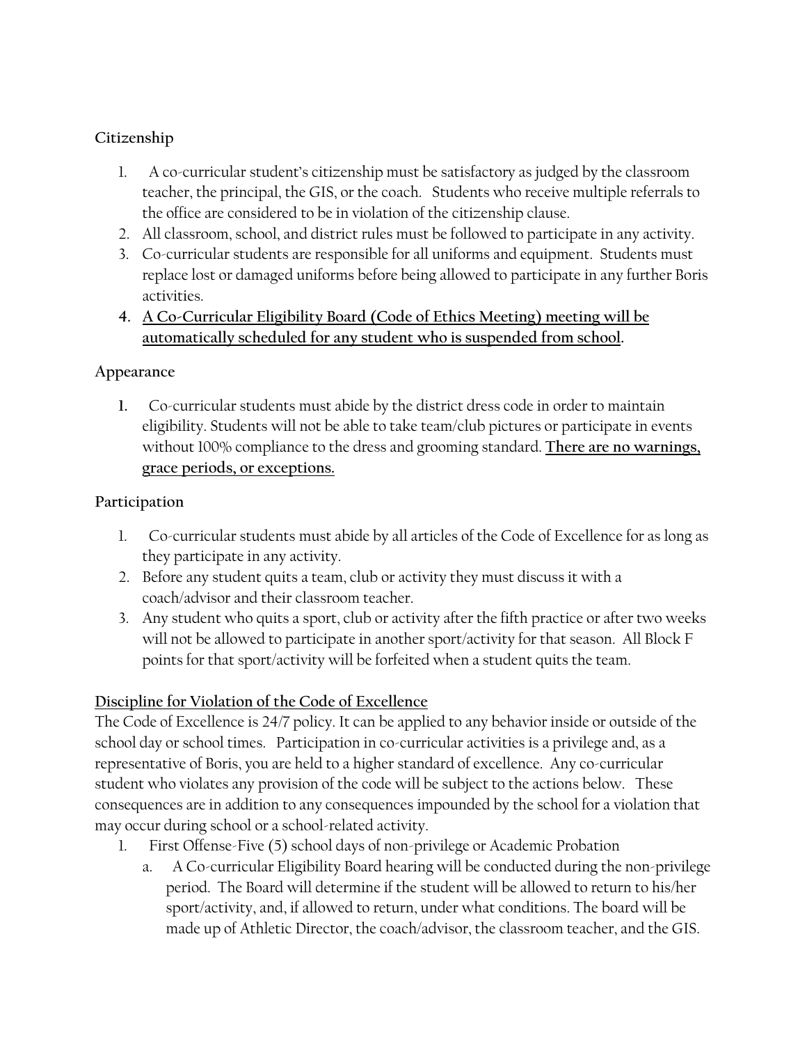**Citizenship**

1. A co-curricular student's citizenship must be satisfactory as judged by the classroom teacher, the principal, the GIS, or the coach. Students who receive multiple referrals to the office are considered to be in violation of the citizenship clause.
2. All classroom, school, and district rules must be followed to participate in any activity.
3. Co-curricular students are responsible for all uniforms and equipment. Students must replace lost or damaged uniforms before being allowed to participate in any further Boris activities.
4. **<u>A Co-Curricular Eligibility Board (Code of Ethics Meeting) meeting will be automatically scheduled for any student who is suspended from school</u>.**

**Appearance**

1. Co-curricular students must abide by the district dress code in order to maintain eligibility. Students will not be able to take team/club pictures or participate in events without 100% compliance to the dress and grooming standard. **<u>There are no warnings, grace periods, or exceptions.</u>**

**Participation**

1. Co-curricular students must abide by all articles of the Code of Excellence for as long as they participate in any activity.
2. Before any student quits a team, club or activity they must discuss it with a coach/advisor and their classroom teacher.
3. Any student who quits a sport, club or activity after the fifth practice or after two weeks will not be allowed to participate in another sport/activity for that season. All Block F points for that sport/activity will be forfeited when a student quits the team.

**<u>Discipline for Violation of the Code of Excellence</u>**

The Code of Excellence is 24/7 policy. It can be applied to any behavior inside or outside of the school day or school times. Participation in co-curricular activities is a privilege and, as a representative of Boris, you are held to a higher standard of excellence. Any co-curricular student who violates any provision of the code will be subject to the actions below. These consequences are in addition to any consequences impounded by the school for a violation that may occur during school or a school-related activity.

1. First Offense-Five (5) school days of non-privilege or Academic Probation
   a. A Co-curricular Eligibility Board hearing will be conducted during the non-privilege period. The Board will determine if the student will be allowed to return to his/her sport/activity, and, if allowed to return, under what conditions. The board will be made up of Athletic Director, the coach/advisor, the classroom teacher, and the GIS.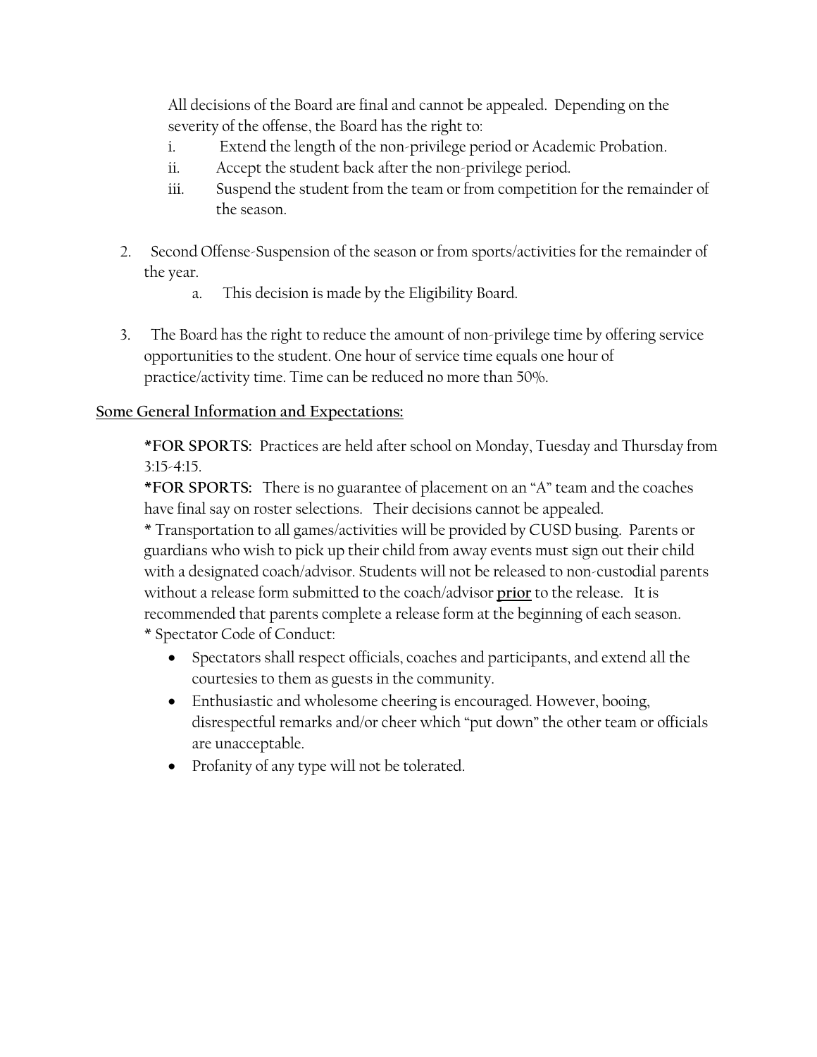All decisions of the Board are final and cannot be appealed. Depending on the severity of the offense, the Board has the right to:

i. Extend the length of the non-privilege period or Academic Probation.
ii. Accept the student back after the non-privilege period.
iii. Suspend the student from the team or from competition for the remainder of the season.

2. Second Offense-Suspension of the season or from sports/activities for the remainder of the year.
    a. This decision is made by the Eligibility Board.

3. The Board has the right to reduce the amount of non-privilege time by offering service opportunities to the student. One hour of service time equals one hour of practice/activity time. Time can be reduced no more than 50%.

**Some General Information and Expectations:**

***FOR SPORTS:** Practices are held after school on Monday, Tuesday and Thursday from 3:15-4:15.

***FOR SPORTS:** There is no guarantee of placement on an "A" team and the coaches have final say on roster selections. Their decisions cannot be appealed.

* Transportation to all games/activities will be provided by CUSD busing. Parents or guardians who wish to pick up their child from away events must sign out their child with a designated coach/advisor. Students will not be released to non-custodial parents without a release form submitted to the coach/advisor **prior** to the release. It is recommended that parents complete a release form at the beginning of each season.

* Spectator Code of Conduct:

- Spectators shall respect officials, coaches and participants, and extend all the courtesies to them as guests in the community.
- Enthusiastic and wholesome cheering is encouraged. However, booing, disrespectful remarks and/or cheer which "put down" the other team or officials are unacceptable.
- Profanity of any type will not be tolerated.